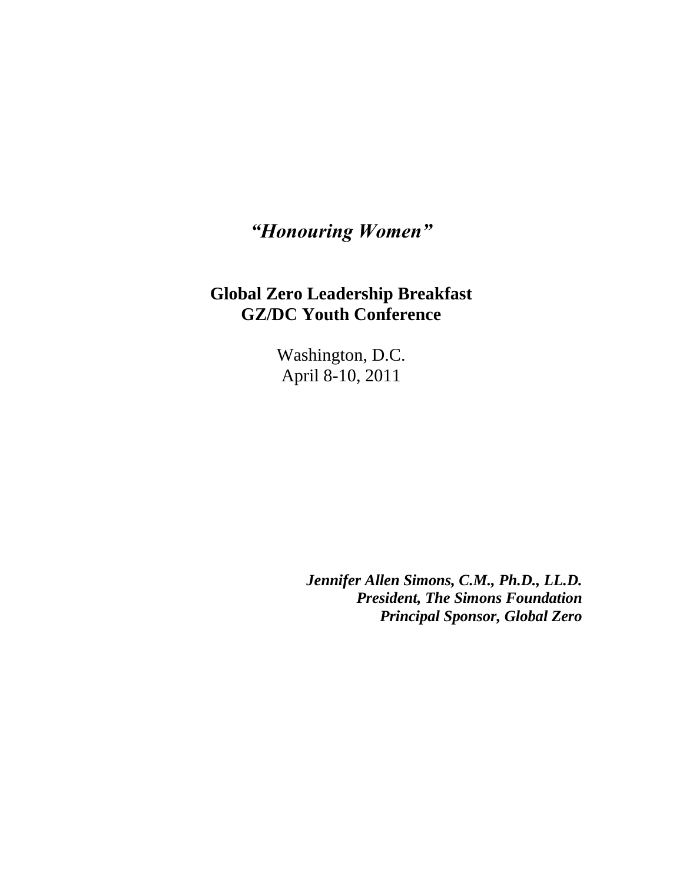# *"Honouring Women"*

**Global Zero Leadership Breakfast**
**GZ/DC Youth Conference**

Washington, D.C.
April 8-10, 2011

***Jennifer Allen Simons, C.M., Ph.D., LL.D.***
***President, The Simons Foundation***
***Principal Sponsor, Global Zero***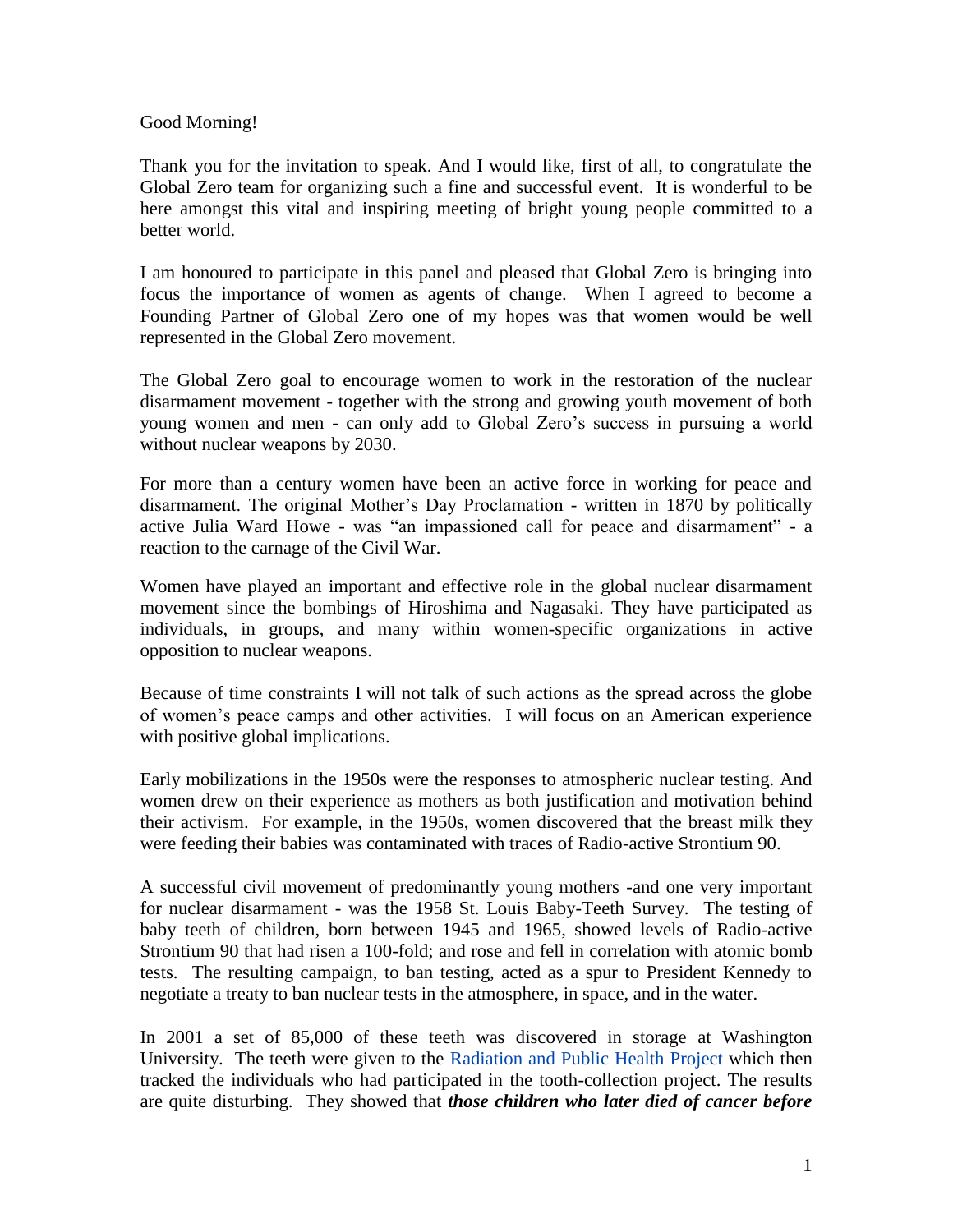Good Morning!

Thank you for the invitation to speak. And I would like, first of all, to congratulate the Global Zero team for organizing such a fine and successful event. It is wonderful to be here amongst this vital and inspiring meeting of bright young people committed to a better world.

I am honoured to participate in this panel and pleased that Global Zero is bringing into focus the importance of women as agents of change. When I agreed to become a Founding Partner of Global Zero one of my hopes was that women would be well represented in the Global Zero movement.

The Global Zero goal to encourage women to work in the restoration of the nuclear disarmament movement - together with the strong and growing youth movement of both young women and men - can only add to Global Zero's success in pursuing a world without nuclear weapons by 2030.

For more than a century women have been an active force in working for peace and disarmament. The original Mother's Day Proclamation - written in 1870 by politically active Julia Ward Howe - was "an impassioned call for peace and disarmament" - a reaction to the carnage of the Civil War.

Women have played an important and effective role in the global nuclear disarmament movement since the bombings of Hiroshima and Nagasaki. They have participated as individuals, in groups, and many within women-specific organizations in active opposition to nuclear weapons.

Because of time constraints I will not talk of such actions as the spread across the globe of women's peace camps and other activities. I will focus on an American experience with positive global implications.

Early mobilizations in the 1950s were the responses to atmospheric nuclear testing. And women drew on their experience as mothers as both justification and motivation behind their activism. For example, in the 1950s, women discovered that the breast milk they were feeding their babies was contaminated with traces of Radio-active Strontium 90.

A successful civil movement of predominantly young mothers -and one very important for nuclear disarmament - was the 1958 St. Louis Baby-Teeth Survey. The testing of baby teeth of children, born between 1945 and 1965, showed levels of Radio-active Strontium 90 that had risen a 100-fold; and rose and fell in correlation with atomic bomb tests. The resulting campaign, to ban testing, acted as a spur to President Kennedy to negotiate a treaty to ban nuclear tests in the atmosphere, in space, and in the water.

In 2001 a set of 85,000 of these teeth was discovered in storage at Washington University. The teeth were given to the Radiation and Public Health Project which then tracked the individuals who had participated in the tooth-collection project. The results are quite disturbing. They showed that ***those children who later died of cancer before***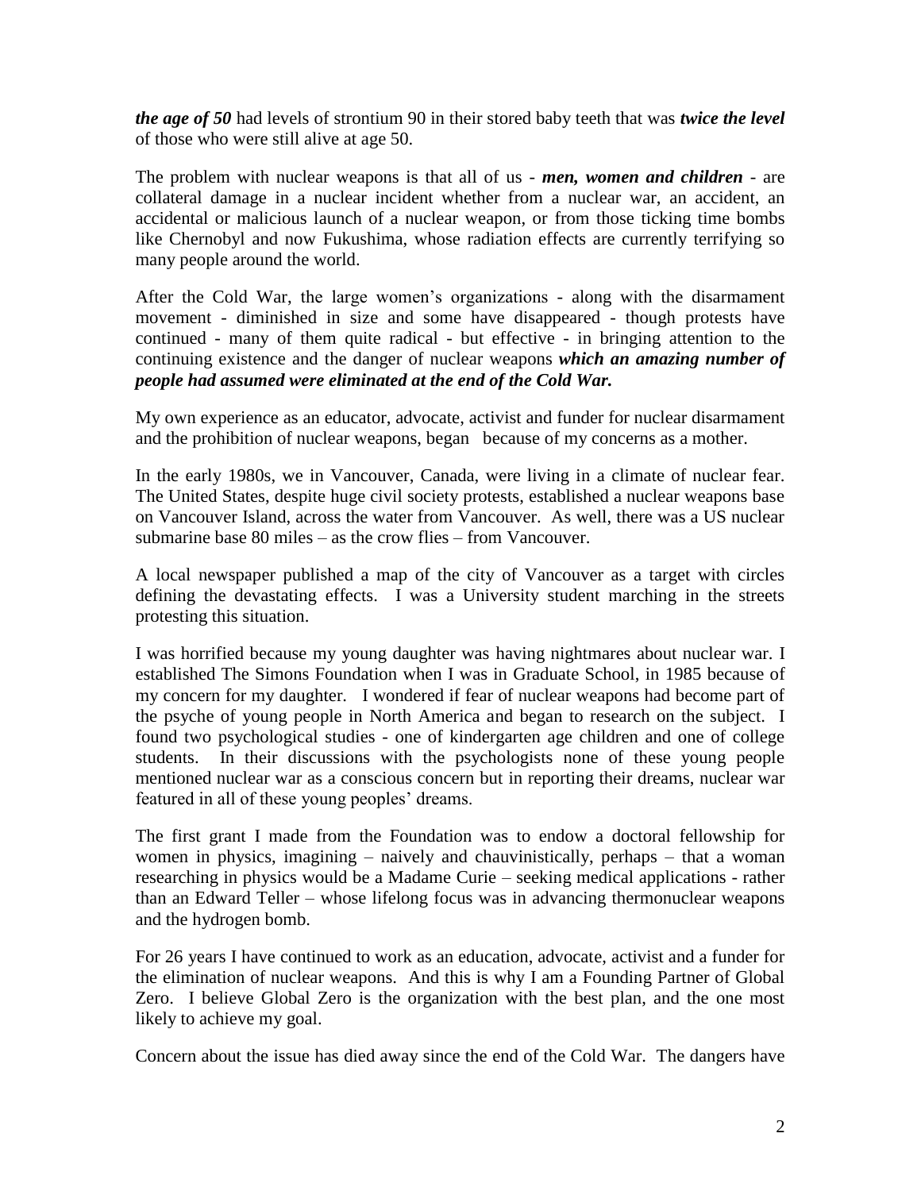***the age of 50*** had levels of strontium 90 in their stored baby teeth that was ***twice the level*** of those who were still alive at age 50.

The problem with nuclear weapons is that all of us - ***men, women and children*** - are collateral damage in a nuclear incident whether from a nuclear war, an accident, an accidental or malicious launch of a nuclear weapon, or from those ticking time bombs like Chernobyl and now Fukushima, whose radiation effects are currently terrifying so many people around the world.

After the Cold War, the large women's organizations - along with the disarmament movement - diminished in size and some have disappeared - though protests have continued - many of them quite radical - but effective - in bringing attention to the continuing existence and the danger of nuclear weapons ***which an amazing number of people had assumed were eliminated at the end of the Cold War.***

My own experience as an educator, advocate, activist and funder for nuclear disarmament and the prohibition of nuclear weapons, began because of my concerns as a mother.

In the early 1980s, we in Vancouver, Canada, were living in a climate of nuclear fear. The United States, despite huge civil society protests, established a nuclear weapons base on Vancouver Island, across the water from Vancouver. As well, there was a US nuclear submarine base 80 miles – as the crow flies – from Vancouver.

A local newspaper published a map of the city of Vancouver as a target with circles defining the devastating effects. I was a University student marching in the streets protesting this situation.

I was horrified because my young daughter was having nightmares about nuclear war. I established The Simons Foundation when I was in Graduate School, in 1985 because of my concern for my daughter. I wondered if fear of nuclear weapons had become part of the psyche of young people in North America and began to research on the subject. I found two psychological studies - one of kindergarten age children and one of college students. In their discussions with the psychologists none of these young people mentioned nuclear war as a conscious concern but in reporting their dreams, nuclear war featured in all of these young peoples' dreams.

The first grant I made from the Foundation was to endow a doctoral fellowship for women in physics, imagining – naively and chauvinistically, perhaps – that a woman researching in physics would be a Madame Curie – seeking medical applications - rather than an Edward Teller – whose lifelong focus was in advancing thermonuclear weapons and the hydrogen bomb.

For 26 years I have continued to work as an education, advocate, activist and a funder for the elimination of nuclear weapons. And this is why I am a Founding Partner of Global Zero. I believe Global Zero is the organization with the best plan, and the one most likely to achieve my goal.

Concern about the issue has died away since the end of the Cold War. The dangers have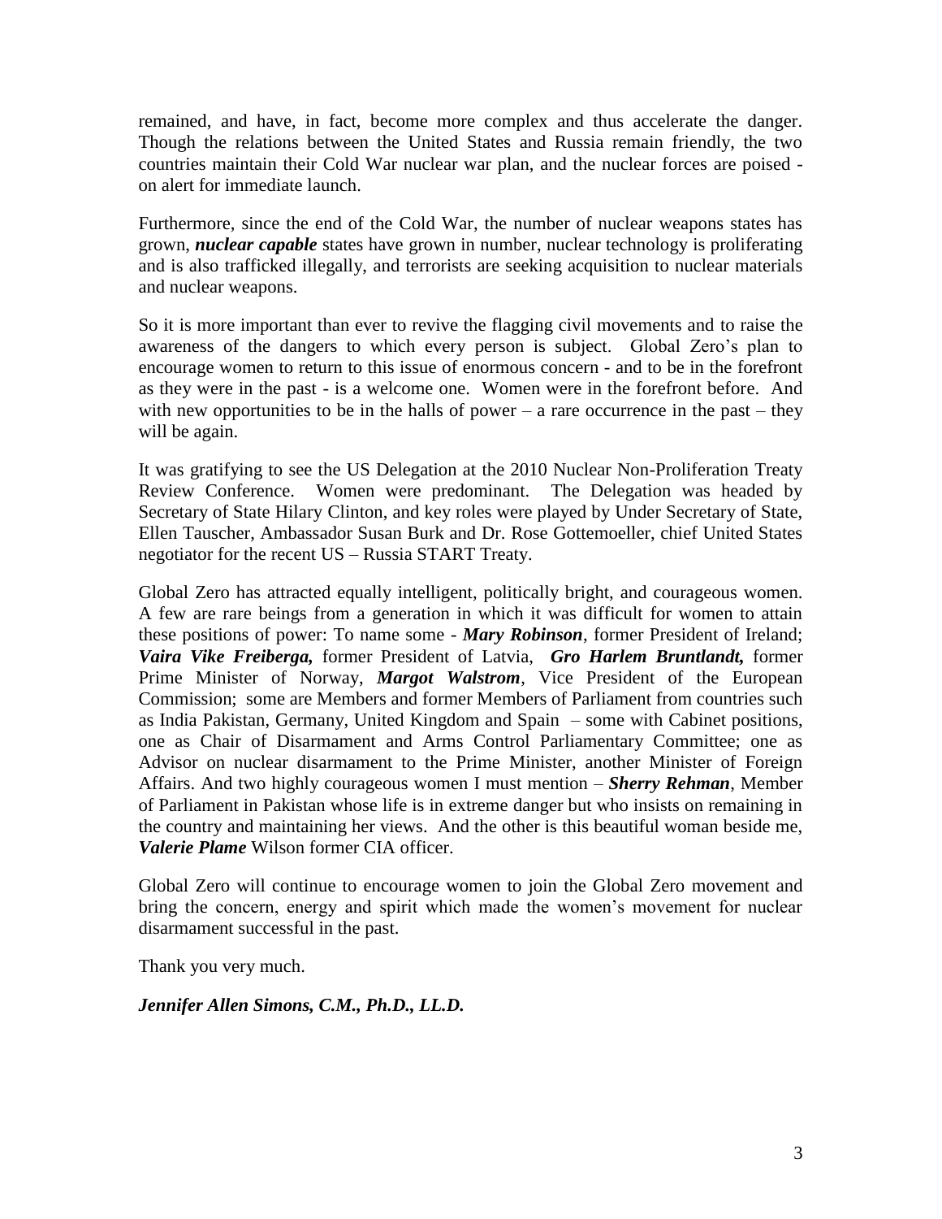remained, and have, in fact, become more complex and thus accelerate the danger. Though the relations between the United States and Russia remain friendly, the two countries maintain their Cold War nuclear war plan, and the nuclear forces are poised - on alert for immediate launch.

Furthermore, since the end of the Cold War, the number of nuclear weapons states has grown, ***nuclear capable*** states have grown in number, nuclear technology is proliferating and is also trafficked illegally, and terrorists are seeking acquisition to nuclear materials and nuclear weapons.

So it is more important than ever to revive the flagging civil movements and to raise the awareness of the dangers to which every person is subject. Global Zero's plan to encourage women to return to this issue of enormous concern - and to be in the forefront as they were in the past - is a welcome one. Women were in the forefront before. And with new opportunities to be in the halls of power – a rare occurrence in the past – they will be again.

It was gratifying to see the US Delegation at the 2010 Nuclear Non-Proliferation Treaty Review Conference. Women were predominant. The Delegation was headed by Secretary of State Hilary Clinton, and key roles were played by Under Secretary of State, Ellen Tauscher, Ambassador Susan Burk and Dr. Rose Gottemoeller, chief United States negotiator for the recent US – Russia START Treaty.

Global Zero has attracted equally intelligent, politically bright, and courageous women. A few are rare beings from a generation in which it was difficult for women to attain these positions of power: To name some - ***Mary Robinson***, former President of Ireland; ***Vaira Vike Freiberga,*** former President of Latvia, ***Gro Harlem Bruntlandt,*** former Prime Minister of Norway, ***Margot Walstrom***, Vice President of the European Commission; some are Members and former Members of Parliament from countries such as India Pakistan, Germany, United Kingdom and Spain – some with Cabinet positions, one as Chair of Disarmament and Arms Control Parliamentary Committee; one as Advisor on nuclear disarmament to the Prime Minister, another Minister of Foreign Affairs. And two highly courageous women I must mention – ***Sherry Rehman***, Member of Parliament in Pakistan whose life is in extreme danger but who insists on remaining in the country and maintaining her views. And the other is this beautiful woman beside me, ***Valerie Plame*** Wilson former CIA officer.

Global Zero will continue to encourage women to join the Global Zero movement and bring the concern, energy and spirit which made the women's movement for nuclear disarmament successful in the past.

Thank you very much.

***Jennifer Allen Simons, C.M., Ph.D., LL.D.***